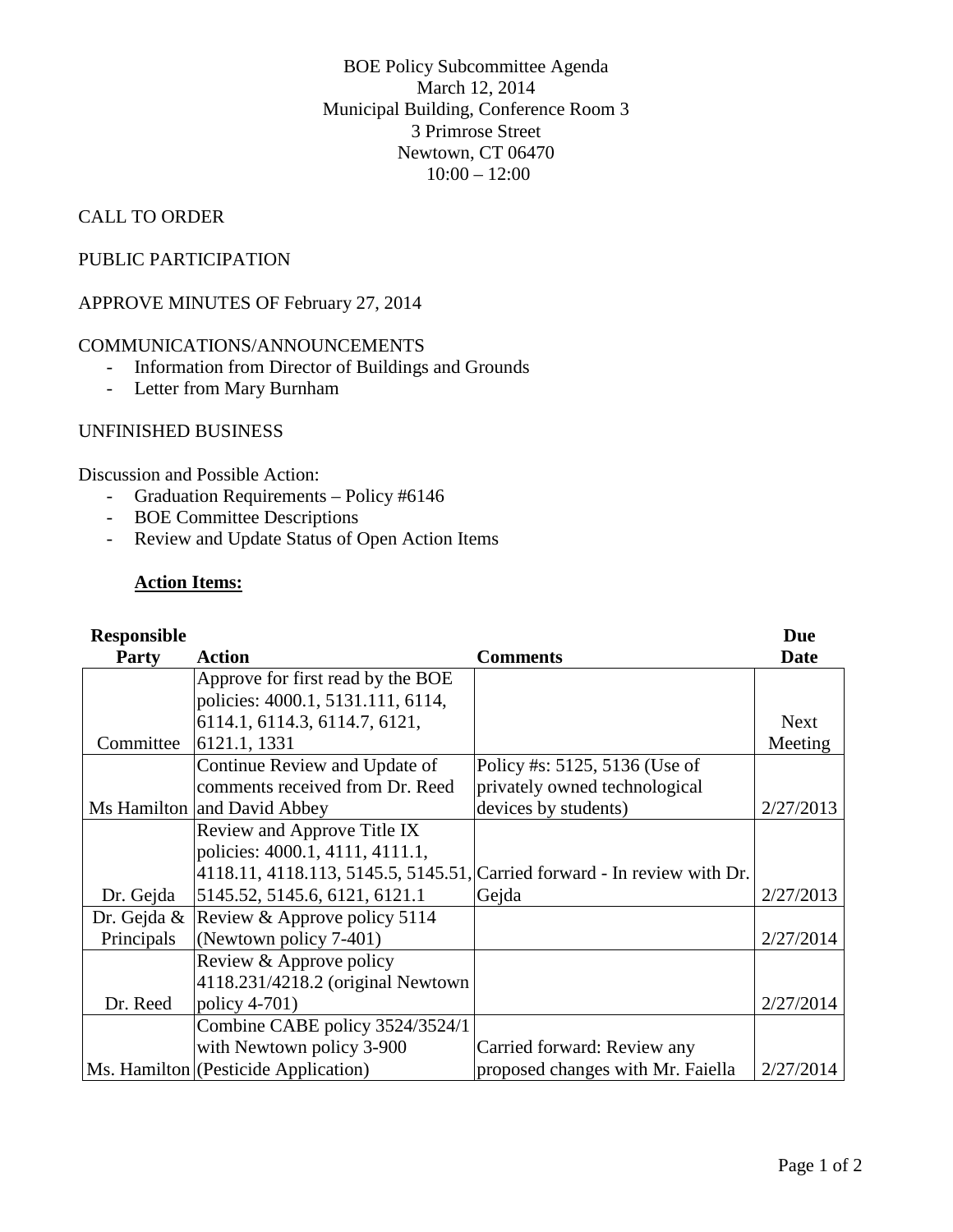BOE Policy Subcommittee Agenda
March 12, 2014
Municipal Building, Conference Room 3
3 Primrose Street
Newtown, CT 06470
10:00 – 12:00

CALL TO ORDER

PUBLIC PARTICIPATION

APPROVE MINUTES OF February 27, 2014

COMMUNICATIONS/ANNOUNCEMENTS

- Information from Director of Buildings and Grounds
- Letter from Mary Burnham

UNFINISHED BUSINESS

Discussion and Possible Action:

- Graduation Requirements – Policy #6146
- BOE Committee Descriptions
- Review and Update Status of Open Action Items

**Action Items:**

| Responsible Party | Action | Comments | Due Date |
|---|---|---|---|
| Committee | Approve for first read by the BOE policies: 4000.1, 5131.111, 6114, 6114.1, 6114.3, 6114.7, 6121, 6121.1, 1331 | | Next Meeting |
| Ms Hamilton | Continue Review and Update of comments received from Dr. Reed and David Abbey | Policy #s: 5125, 5136 (Use of privately owned technological devices by students) | 2/27/2013 |
| Dr. Gejda | Review and Approve Title IX policies: 4000.1, 4111, 4111.1, 4118.11, 4118.113, 5145.5, 5145.51, 5145.52, 5145.6, 6121, 6121.1 | Carried forward - In review with Dr. Gejda | 2/27/2013 |
| Dr. Gejda & Principals | Review & Approve policy 5114 (Newtown policy 7-401) | | 2/27/2014 |
| Dr. Reed | Review & Approve policy 4118.231/4218.2 (original Newtown policy 4-701) | | 2/27/2014 |
| Ms. Hamilton | Combine CABE policy 3524/3524/1 with Newtown policy 3-900 (Pesticide Application) | Carried forward: Review any proposed changes with Mr. Faiella | 2/27/2014 |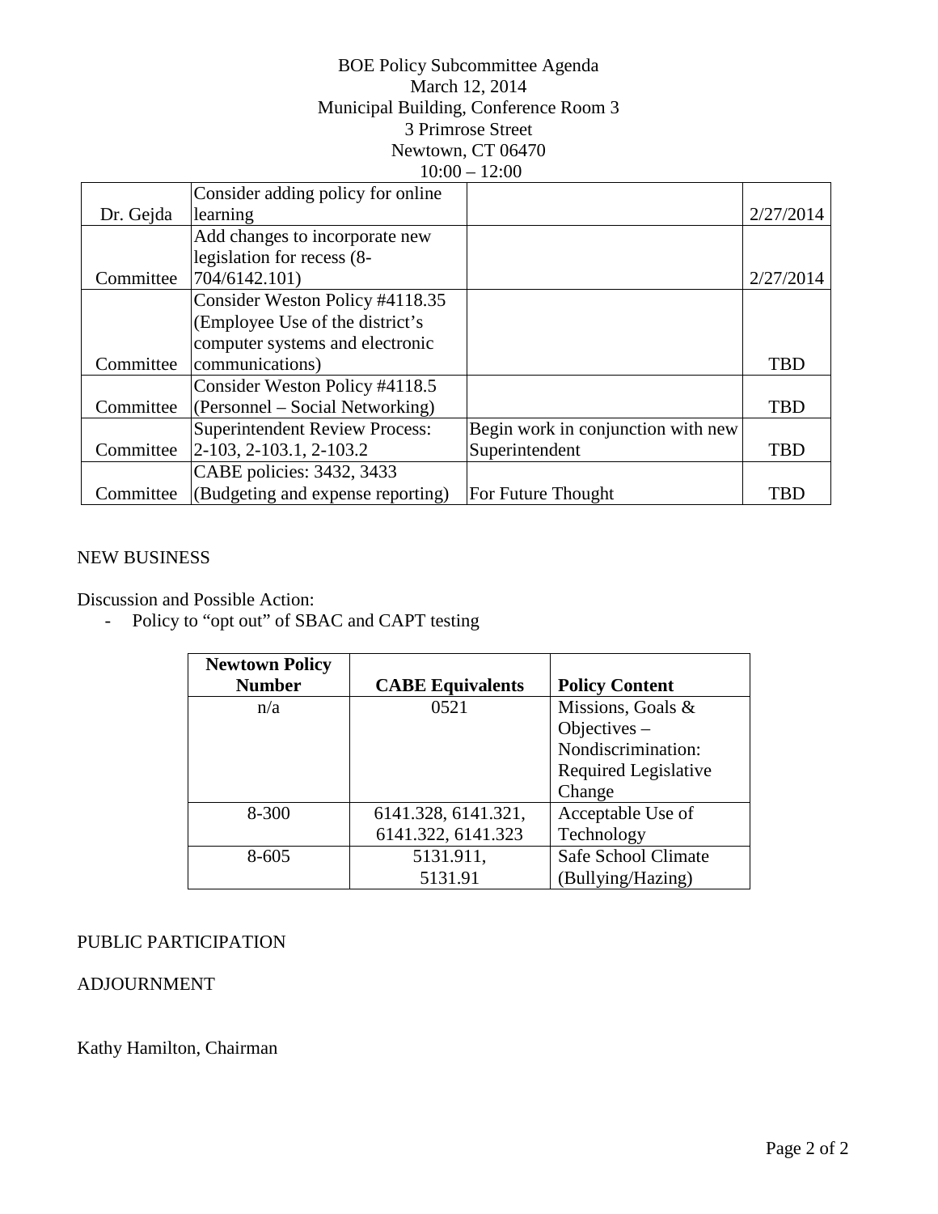BOE Policy Subcommittee Agenda
March 12, 2014
Municipal Building, Conference Room 3
3 Primrose Street
Newtown, CT 06470
10:00 – 12:00

| | | | |
|---|---|---|---|
| Dr. Gejda | Consider adding policy for online learning | | 2/27/2014 |
| Committee | Add changes to incorporate new legislation for recess (8-704/6142.101) | | 2/27/2014 |
| Committee | Consider Weston Policy #4118.35 (Employee Use of the district's computer systems and electronic communications) | | TBD |
| Committee | Consider Weston Policy #4118.5 (Personnel – Social Networking) | | TBD |
| Committee | Superintendent Review Process: 2-103, 2-103.1, 2-103.2 | Begin work in conjunction with new Superintendent | TBD |
| Committee | CABE policies: 3432, 3433 (Budgeting and expense reporting) | For Future Thought | TBD |

NEW BUSINESS

Discussion and Possible Action:

- Policy to "opt out" of SBAC and CAPT testing

| **Newtown Policy Number** | **CABE Equivalents** | **Policy Content** |
|---|---|---|
| n/a | 0521 | Missions, Goals & Objectives – Nondiscrimination: Required Legislative Change |
| 8-300 | 6141.328, 6141.321, 6141.322, 6141.323 | Acceptable Use of Technology |
| 8-605 | 5131.911, 5131.91 | Safe School Climate (Bullying/Hazing) |

PUBLIC PARTICIPATION

ADJOURNMENT

Kathy Hamilton, Chairman